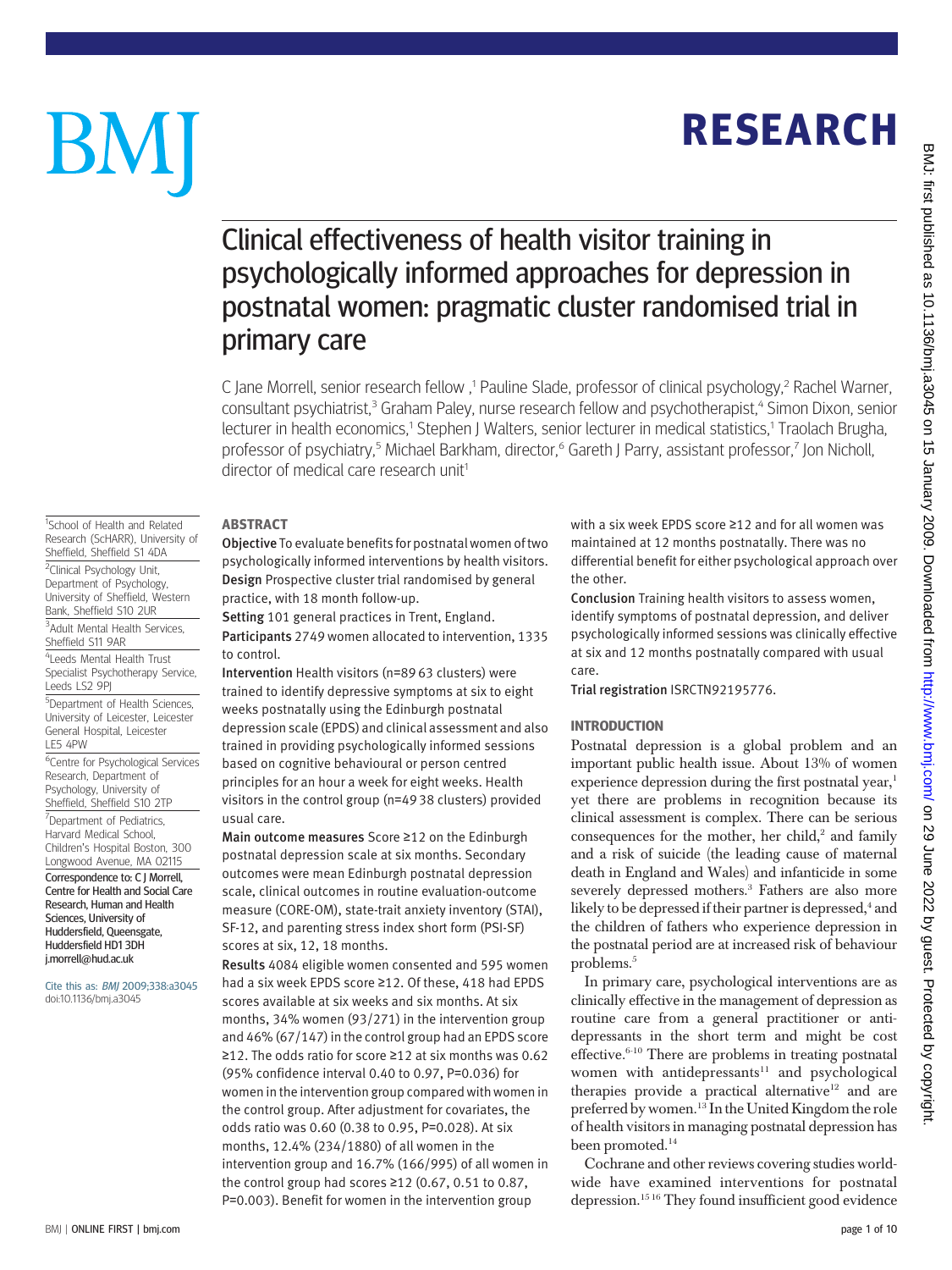# RESEARCH

# Clinical effectiveness of health visitor training in psychologically informed approaches for depression in postnatal women: pragmatic cluster randomised trial in primary care

C Jane Morrell, senior research fellow ,[1] Pauline Slade, professor of clinical psychology,[2] Rachel Warner, consultant psychiatrist,[3] Graham Paley, nurse research fellow and psychotherapist,[4] Simon Dixon, senior lecturer in health economics,[1] Stephen J Walters, senior lecturer in medical statistics,[1] Traolach Brugha, professor of psychiatry,[5] Michael Barkham, director,[6] Gareth J Parry, assistant professor,[7] Jon Nicholl, director of medical care research unit[1]

[1]School of Health and Related Research (ScHARR), University of Sheffield, Sheffield S1 4DA

[2]Clinical Psychology Unit, Department of Psychology, University of Sheffield, Western Bank, Sheffield S10 2UR

[3]Adult Mental Health Services, Sheffield S11 9AR

[4]Leeds Mental Health Trust Specialist Psychotherapy Service, Leeds LS2 9PJ

[5]Department of Health Sciences, University of Leicester, Leicester General Hospital, Leicester LE5 4PW

[6]Centre for Psychological Services Research, Department of Psychology, University of Sheffield, Sheffield S10 2TP

[7]Department of Pediatrics, Harvard Medical School, Children's Hospital Boston, 300 Longwood Avenue, MA 02115

Correspondence to: C J Morrell, Centre for Health and Social Care Research, Human and Health Sciences, University of Huddersfield, Queensgate, Huddersfield HD1 3DH j.morrell@hud.ac.uk

Cite this as: *BMJ* 2009;338:a3045 doi:10.1136/bmj.a3045

## ABSTRACT

**Objective** To evaluate benefits for postnatal women of two psychologically informed interventions by health visitors.

**Design** Prospective cluster trial randomised by general practice, with 18 month follow-up.

**Setting** 101 general practices in Trent, England.

**Participants** 2749 women allocated to intervention, 1335 to control.

**Intervention** Health visitors (n=89 63 clusters) were trained to identify depressive symptoms at six to eight weeks postnatally using the Edinburgh postnatal depression scale (EPDS) and clinical assessment and also trained in providing psychologically informed sessions based on cognitive behavioural or person centred principles for an hour a week for eight weeks. Health visitors in the control group (n=49 38 clusters) provided usual care.

**Main outcome measures** Score ≥12 on the Edinburgh postnatal depression scale at six months. Secondary outcomes were mean Edinburgh postnatal depression scale, clinical outcomes in routine evaluation-outcome measure (CORE-OM), state-trait anxiety inventory (STAI), SF-12, and parenting stress index short form (PSI-SF) scores at six, 12, 18 months.

**Results** 4084 eligible women consented and 595 women had a six week EPDS score ≥12. Of these, 418 had EPDS scores available at six weeks and six months. At six months, 34% women (93/271) in the intervention group and 46% (67/147) in the control group had an EPDS score ≥12. The odds ratio for score ≥12 at six months was 0.62 (95% confidence interval 0.40 to 0.97, P=0.036) for women in the intervention group compared with women in the control group. After adjustment for covariates, the odds ratio was 0.60 (0.38 to 0.95, P=0.028). At six months, 12.4% (234/1880) of all women in the intervention group and 16.7% (166/995) of all women in the control group had scores ≥12 (0.67, 0.51 to 0.87, P=0.003). Benefit for women in the intervention group with a six week EPDS score ≥12 and for all women was maintained at 12 months postnatally. There was no differential benefit for either psychological approach over the other.

**Conclusion** Training health visitors to assess women, identify symptoms of postnatal depression, and deliver psychologically informed sessions was clinically effective at six and 12 months postnatally compared with usual care.

**Trial registration** ISRCTN92195776.

## INTRODUCTION

Postnatal depression is a global problem and an important public health issue. About 13% of women experience depression during the first postnatal year,[1] yet there are problems in recognition because its clinical assessment is complex. There can be serious consequences for the mother, her child,[2] and family and a risk of suicide (the leading cause of maternal death in England and Wales) and infanticide in some severely depressed mothers.[3] Fathers are also more likely to be depressed if their partner is depressed,[4] and the children of fathers who experience depression in the postnatal period are at increased risk of behaviour problems.[5]

In primary care, psychological interventions are as clinically effective in the management of depression as routine care from a general practitioner or antidepressants in the short term and might be cost effective.[6-10] There are problems in treating postnatal women with antidepressants[11] and psychological therapies provide a practical alternative[12] and are preferred by women.[13] In the United Kingdom the role of health visitors in managing postnatal depression has been promoted.[14]

Cochrane and other reviews covering studies worldwide have examined interventions for postnatal depression.[15 16] They found insufficient good evidence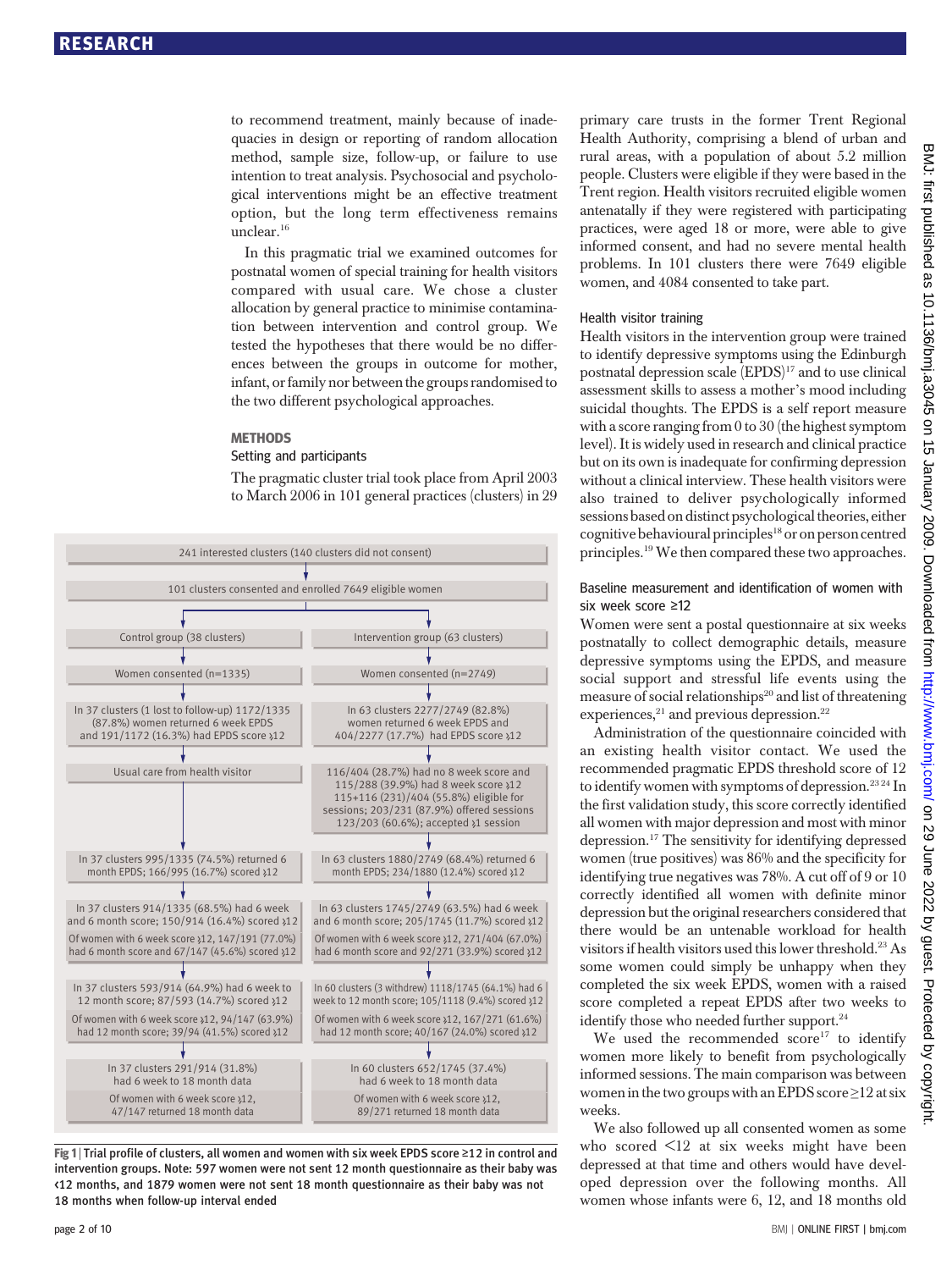to recommend treatment, mainly because of inadequacies in design or reporting of random allocation method, sample size, follow-up, or failure to use intention to treat analysis. Psychosocial and psychological interventions might be an effective treatment option, but the long term effectiveness remains unclear.[16]

In this pragmatic trial we examined outcomes for postnatal women of special training for health visitors compared with usual care. We chose a cluster allocation by general practice to minimise contamination between intervention and control group. We tested the hypotheses that there would be no differences between the groups in outcome for mother, infant, or family nor between the groups randomised to the two different psychological approaches.

## METHODS

### Setting and participants

The pragmatic cluster trial took place from April 2003 to March 2006 in 101 general practices (clusters) in 29 primary care trusts in the former Trent Regional Health Authority, comprising a blend of urban and rural areas, with a population of about 5.2 million people. Clusters were eligible if they were based in the Trent region. Health visitors recruited eligible women antenatally if they were registered with participating practices, were aged 18 or more, were able to give informed consent, and had no severe mental health problems. In 101 clusters there were 7649 eligible women, and 4084 consented to take part.

241 interested clusters (140 clusters did not consent)

101 clusters consented and enrolled 7649 eligible women

| Control group (38 clusters) | Intervention group (63 clusters) |
|---|---|
| Women consented (n=1335) | Women consented (n=2749) |
| In 37 clusters (1 lost to follow-up) 1172/1335 (87.8%) women returned 6 week EPDS and 191/1172 (16.3%) had EPDS score ≥12 | In 63 clusters 2277/2749 (82.8%) women returned 6 week EPDS and 404/2277 (17.7%) had EPDS score ≥12 |
| Usual care from health visitor | 116/404 (28.7%) had no 8 week score and 115/288 (39.9%) had 8 week score ≥12 115+116 (231)/404 (55.8%) eligible for sessions; 203/231 (87.9%) offered sessions 123/203 (60.6%); accepted ≥1 session |
| In 37 clusters 995/1335 (74.5%) returned 6 month EPDS; 166/995 (16.7%) scored ≥12 | In 63 clusters 1880/2749 (68.4%) returned 6 month EPDS; 234/1880 (12.4%) scored ≥12 |
| In 37 clusters 914/1335 (68.5%) had 6 week and 6 month score; 150/914 (16.4%) scored ≥12 | In 63 clusters 1745/2749 (63.5%) had 6 week and 6 month score; 205/1745 (11.7%) scored ≥12 |
| Of women with 6 week score ≥12, 147/191 (77.0%) had 6 month score and 67/147 (45.6%) scored ≥12 | Of women with 6 week score ≥12, 271/404 (67.0%) had 6 month score and 92/271 (33.9%) scored ≥12 |
| In 37 clusters 593/914 (64.9%) had 6 week to 12 month score; 87/593 (14.7%) scored ≥12 | In 60 clusters (3 withdrew) 1118/1745 (64.1%) had 6 week to 12 month score; 105/1118 (9.4%) scored ≥12 |
| Of women with 6 week score ≥12, 94/147 (63.9%) had 12 month score; 39/94 (41.5%) scored ≥12 | Of women with 6 week score ≥12, 167/271 (61.6%) had 12 month score; 40/167 (24.0%) scored ≥12 |
| In 37 clusters 291/914 (31.8%) had 6 week to 18 month data | In 60 clusters 652/1745 (37.4%) had 6 week to 18 month data |
| Of women with 6 week score ≥12, 47/147 returned 18 month data | Of women with 6 week score ≥12, 89/271 returned 18 month data |

**Fig 1 | Trial profile of clusters, all women and women with six week EPDS score ≥12 in control and intervention groups. Note: 597 women were not sent 12 month questionnaire as their baby was <12 months, and 1879 women were not sent 18 month questionnaire as their baby was not 18 months when follow-up interval ended**

### Health visitor training

Health visitors in the intervention group were trained to identify depressive symptoms using the Edinburgh postnatal depression scale (EPDS)[17] and to use clinical assessment skills to assess a mother's mood including suicidal thoughts. The EPDS is a self report measure with a score ranging from 0 to 30 (the highest symptom level). It is widely used in research and clinical practice but on its own is inadequate for confirming depression without a clinical interview. These health visitors were also trained to deliver psychologically informed sessions based on distinct psychological theories, either cognitive behavioural principles[18] or on person centred principles.[19] We then compared these two approaches.

### Baseline measurement and identification of women with six week score ≥12

Women were sent a postal questionnaire at six weeks postnatally to collect demographic details, measure depressive symptoms using the EPDS, and measure social support and stressful life events using the measure of social relationships[20] and list of threatening experiences,[21] and previous depression.[22]

Administration of the questionnaire coincided with an existing health visitor contact. We used the recommended pragmatic EPDS threshold score of 12 to identify women with symptoms of depression.[23 24] In the first validation study, this score correctly identified all women with major depression and most with minor depression.[17] The sensitivity for identifying depressed women (true positives) was 86% and the specificity for identifying true negatives was 78%. A cut off of 9 or 10 correctly identified all women with definite minor depression but the original researchers considered that there would be an untenable workload for health visitors if health visitors used this lower threshold.[23] As some women could simply be unhappy when they completed the six week EPDS, women with a raised score completed a repeat EPDS after two weeks to identify those who needed further support.[24]

We used the recommended score[17] to identify women more likely to benefit from psychologically informed sessions. The main comparison was between women in the two groups with an EPDS score ≥12 at six weeks.

We also followed up all consented women as some who scored <12 at six weeks might have been depressed at that time and others would have developed depression over the following months. All women whose infants were 6, 12, and 18 months old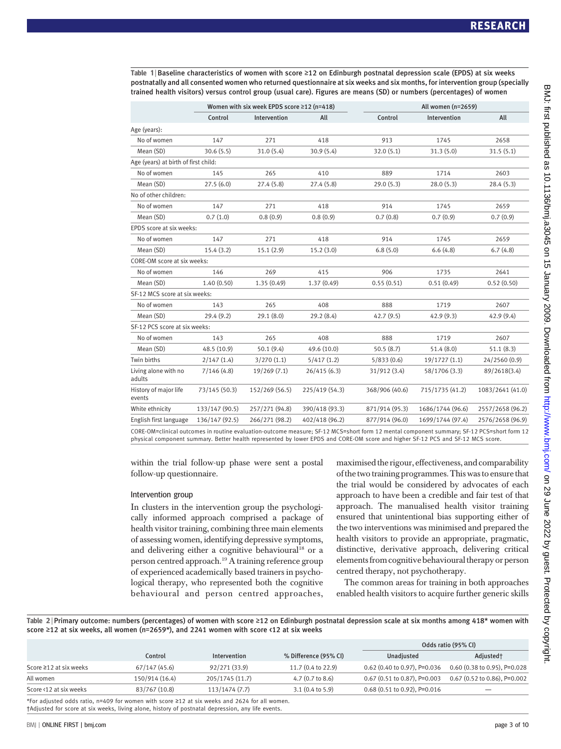**Table 1 | Baseline characteristics of women with score ≥12 on Edinburgh postnatal depression scale (EPDS) at six weeks postnatally and all consented women who returned questionnaire at six weeks and six months, for intervention group (specially trained health visitors) versus control group (usual care). Figures are means (SD) or numbers (percentages) of women**

| | Women with six week EPDS score ≥12 (n=418) | | | All women (n=2659) | | |
|---|---|---|---|---|---|---|
| | Control | Intervention | All | Control | Intervention | All |
| Age (years): | | | | | | |
| No of women | 147 | 271 | 418 | 913 | 1745 | 2658 |
| Mean (SD) | 30.6 (5.5) | 31.0 (5.4) | 30.9 (5.4) | 32.0 (5.1) | 31.3 (5.0) | 31.5 (5.1) |
| Age (years) at birth of first child: | | | | | | |
| No of women | 145 | 265 | 410 | 889 | 1714 | 2603 |
| Mean (SD) | 27.5 (6.0) | 27.4 (5.8) | 27.4 (5.8) | 29.0 (5.3) | 28.0 (5.3) | 28.4 (5.3) |
| No of other children: | | | | | | |
| No of women | 147 | 271 | 418 | 914 | 1745 | 2659 |
| Mean (SD) | 0.7 (1.0) | 0.8 (0.9) | 0.8 (0.9) | 0.7 (0.8) | 0.7 (0.9) | 0.7 (0.9) |
| EPDS score at six weeks: | | | | | | |
| No of women | 147 | 271 | 418 | 914 | 1745 | 2659 |
| Mean (SD) | 15.4 (3.2) | 15.1 (2.9) | 15.2 (3.0) | 6.8 (5.0) | 6.6 (4.8) | 6.7 (4.8) |
| CORE-OM score at six weeks: | | | | | | |
| No of women | 146 | 269 | 415 | 906 | 1735 | 2641 |
| Mean (SD) | 1.40 (0.50) | 1.35 (0.49) | 1.37 (0.49) | 0.55 (0.51) | 0.51 (0.49) | 0.52 (0.50) |
| SF-12 MCS score at six weeks: | | | | | | |
| No of women | 143 | 265 | 408 | 888 | 1719 | 2607 |
| Mean (SD) | 29.4 (9.2) | 29.1 (8.0) | 29.2 (8.4) | 42.7 (9.5) | 42.9 (9.3) | 42.9 (9.4) |
| SF-12 PCS score at six weeks: | | | | | | |
| No of women | 143 | 265 | 408 | 888 | 1719 | 2607 |
| Mean (SD) | 48.5 (10.9) | 50.1 (9.4) | 49.6 (10.0) | 50.5 (8.7) | 51.4 (8.0) | 51.1 (8.3) |
| Twin births | 2/147 (1.4) | 3/270 (1.1) | 5/417 (1.2) | 5/833 (0.6) | 19/1727 (1.1) | 24/2560 (0.9) |
| Living alone with no adults | 7/146 (4.8) | 19/269 (7.1) | 26/415 (6.3) | 31/912 (3.4) | 58/1706 (3.3) | 89/2618(3.4) |
| History of major life events | 73/145 (50.3) | 152/269 (56.5) | 225/419 (54.3) | 368/906 (40.6) | 715/1735 (41.2) | 1083/2641 (41.0) |
| White ethnicity | 133/147 (90.5) | 257/271 (94.8) | 390/418 (93.3) | 871/914 (95.3) | 1686/1744 (96.6) | 2557/2658 (96.2) |
| English first language | 136/147 (92.5) | 266/271 (98.2) | 402/418 (96.2) | 877/914 (96.0) | 1699/1744 (97.4) | 2576/2658 (96.9) |

CORE-OM=clinical outcomes in routine evaluation-outcome measure; SF-12 MCS=short form 12 mental component summary; SF-12 PCS=short form 12 physical component summary. Better health represented by lower EPDS and CORE-OM score and higher SF-12 PCS and SF-12 MCS score.

within the trial follow-up phase were sent a postal follow-up questionnaire.

### Intervention group

In clusters in the intervention group the psychologically informed approach comprised a package of health visitor training, combining three main elements of assessing women, identifying depressive symptoms, and delivering either a cognitive behavioural[18] or a person centred approach.[19] A training reference group of experienced academically based trainers in psychological therapy, who represented both the cognitive behavioural and person centred approaches, maximised the rigour, effectiveness, and comparability of the two training programmes. This was to ensure that the trial would be considered by advocates of each approach to have been a credible and fair test of that approach. The manualised health visitor training ensured that unintentional bias supporting either of the two interventions was minimised and prepared the health visitors to provide an appropriate, pragmatic, distinctive, derivative approach, delivering critical elements from cognitive behavioural therapy or person centred therapy, not psychotherapy.

The common areas for training in both approaches enabled health visitors to acquire further generic skills

**Table 2 | Primary outcome: numbers (percentages) of women with score ≥12 on Edinburgh postnatal depression scale at six months among 418* women with score ≥12 at six weeks, all women (n=2659*), and 2241 women with score <12 at six weeks**

| | | | | Odds ratio (95% CI) | |
|---|---|---|---|---|---|
| | Control | Intervention | % Difference (95% CI) | Unadjusted | Adjusted† |
| Score ≥12 at six weeks | 67/147 (45.6) | 92/271 (33.9) | 11.7 (0.4 to 22.9) | 0.62 (0.40 to 0.97), P=0.036 | 0.60 (0.38 to 0.95), P=0.028 |
| All women | 150/914 (16.4) | 205/1745 (11.7) | 4.7 (0.7 to 8.6) | 0.67 (0.51 to 0.87), P=0.003 | 0.67 (0.52 to 0.86), P=0.002 |
| Score <12 at six weeks | 83/767 (10.8) | 113/1474 (7.7) | 3.1 (0.4 to 5.9) | 0.68 (0.51 to 0.92), P=0.016 | — |

*For adjusted odds ratio, n=409 for women with score ≥12 at six weeks and 2624 for all women.
†Adjusted for score at six weeks, living alone, history of postnatal depression, any life events.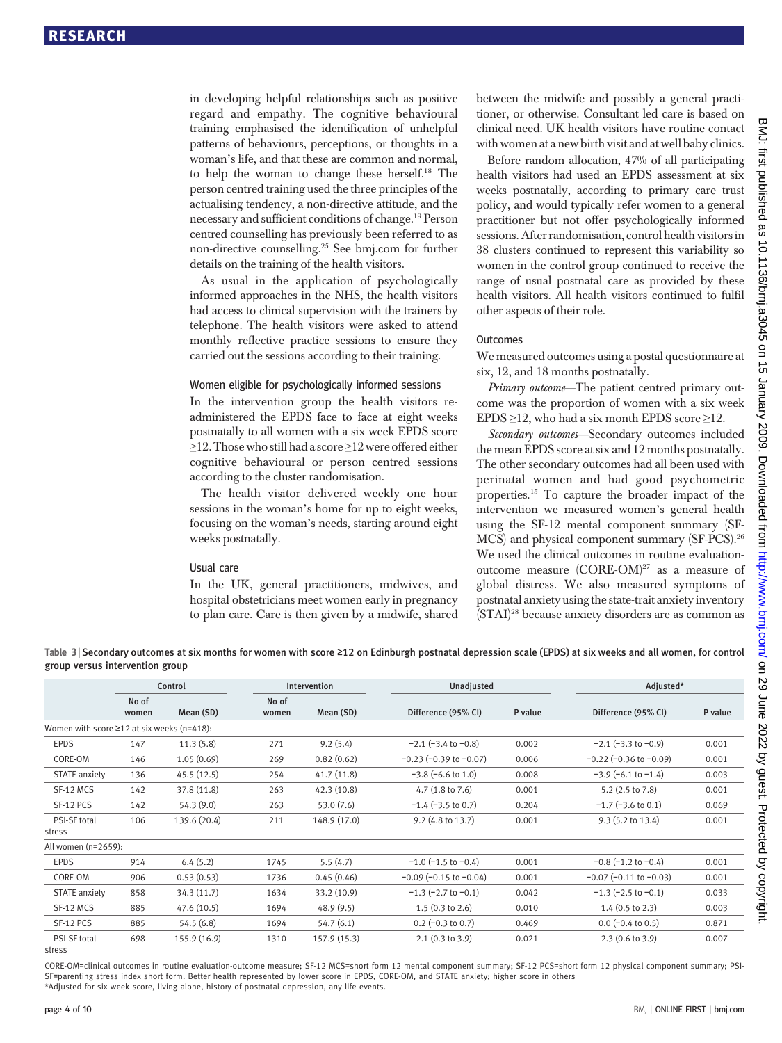in developing helpful relationships such as positive regard and empathy. The cognitive behavioural training emphasised the identification of unhelpful patterns of behaviours, perceptions, or thoughts in a woman's life, and that these are common and normal, to help the woman to change these herself.[18] The person centred training used the three principles of the actualising tendency, a non-directive attitude, and the necessary and sufficient conditions of change.[19] Person centred counselling has previously been referred to as non-directive counselling.[25] See bmj.com for further details on the training of the health visitors.

As usual in the application of psychologically informed approaches in the NHS, the health visitors had access to clinical supervision with the trainers by telephone. The health visitors were asked to attend monthly reflective practice sessions to ensure they carried out the sessions according to their training.

### Women eligible for psychologically informed sessions

In the intervention group the health visitors re-administered the EPDS face to face at eight weeks postnatally to all women with a six week EPDS score ≥12. Those who still had a score ≥12 were offered either cognitive behavioural or person centred sessions according to the cluster randomisation.

The health visitor delivered weekly one hour sessions in the woman's home for up to eight weeks, focusing on the woman's needs, starting around eight weeks postnatally.

### Usual care

In the UK, general practitioners, midwives, and hospital obstetricians meet women early in pregnancy to plan care. Care is then given by a midwife, shared between the midwife and possibly a general practitioner, or otherwise. Consultant led care is based on clinical need. UK health visitors have routine contact with women at a new birth visit and at well baby clinics.

Before random allocation, 47% of all participating health visitors had used an EPDS assessment at six weeks postnatally, according to primary care trust policy, and would typically refer women to a general practitioner but not offer psychologically informed sessions. After randomisation, control health visitors in 38 clusters continued to represent this variability so women in the control group continued to receive the range of usual postnatal care as provided by these health visitors. All health visitors continued to fulfil other aspects of their role.

### Outcomes

We measured outcomes using a postal questionnaire at six, 12, and 18 months postnatally.

*Primary outcome*—The patient centred primary outcome was the proportion of women with a six week EPDS ≥12, who had a six month EPDS score ≥12.

*Secondary outcomes*—Secondary outcomes included the mean EPDS score at six and 12 months postnatally. The other secondary outcomes had all been used with perinatal women and had good psychometric properties.[15] To capture the broader impact of the intervention we measured women's general health using the SF-12 mental component summary (SF-MCS) and physical component summary (SF-PCS).[26] We used the clinical outcomes in routine evaluation-outcome measure (CORE-OM)[27] as a measure of global distress. We also measured symptoms of postnatal anxiety using the state-trait anxiety inventory (STAI)[28] because anxiety disorders are as common as

**Table 3** | Secondary outcomes at six months for women with score ≥12 on Edinburgh postnatal depression scale (EPDS) at six weeks and all women, for control group versus intervention group

| | Control | | Intervention | | Unadjusted | | Adjusted* | |
|---|---|---|---|---|---|---|---|---|
| | No of women | Mean (SD) | No of women | Mean (SD) | Difference (95% CI) | P value | Difference (95% CI) | P value |
| Women with score ≥12 at six weeks (n=418): | | | | | | | | |
| EPDS | 147 | 11.3 (5.8) | 271 | 9.2 (5.4) | −2.1 (−3.4 to −0.8) | 0.002 | −2.1 (−3.3 to −0.9) | 0.001 |
| CORE-OM | 146 | 1.05 (0.69) | 269 | 0.82 (0.62) | −0.23 (−0.39 to −0.07) | 0.006 | −0.22 (−0.36 to −0.09) | 0.001 |
| STATE anxiety | 136 | 45.5 (12.5) | 254 | 41.7 (11.8) | −3.8 (−6.6 to 1.0) | 0.008 | −3.9 (−6.1 to −1.4) | 0.003 |
| SF-12 MCS | 142 | 37.8 (11.8) | 263 | 42.3 (10.8) | 4.7 (1.8 to 7.6) | 0.001 | 5.2 (2.5 to 7.8) | 0.001 |
| SF-12 PCS | 142 | 54.3 (9.0) | 263 | 53.0 (7.6) | −1.4 (−3.5 to 0.7) | 0.204 | −1.7 (−3.6 to 0.1) | 0.069 |
| PSI-SF total stress | 106 | 139.6 (20.4) | 211 | 148.9 (17.0) | 9.2 (4.8 to 13.7) | 0.001 | 9.3 (5.2 to 13.4) | 0.001 |
| All women (n=2659): | | | | | | | | |
| EPDS | 914 | 6.4 (5.2) | 1745 | 5.5 (4.7) | −1.0 (−1.5 to −0.4) | 0.001 | −0.8 (−1.2 to −0.4) | 0.001 |
| CORE-OM | 906 | 0.53 (0.53) | 1736 | 0.45 (0.46) | −0.09 (−0.15 to −0.04) | 0.001 | −0.07 (−0.11 to −0.03) | 0.001 |
| STATE anxiety | 858 | 34.3 (11.7) | 1634 | 33.2 (10.9) | −1.3 (−2.7 to −0.1) | 0.042 | −1.3 (−2.5 to −0.1) | 0.033 |
| SF-12 MCS | 885 | 47.6 (10.5) | 1694 | 48.9 (9.5) | 1.5 (0.3 to 2.6) | 0.010 | 1.4 (0.5 to 2.3) | 0.003 |
| SF-12 PCS | 885 | 54.5 (6.8) | 1694 | 54.7 (6.1) | 0.2 (−0.3 to 0.7) | 0.469 | 0.0 (−0.4 to 0.5) | 0.871 |
| PSI-SF total stress | 698 | 155.9 (16.9) | 1310 | 157.9 (15.3) | 2.1 (0.3 to 3.9) | 0.021 | 2.3 (0.6 to 3.9) | 0.007 |

CORE-OM=clinical outcomes in routine evaluation-outcome measure; SF-12 MCS=short form 12 mental component summary; SF-12 PCS=short form 12 physical component summary; PSI-SF=parenting stress index short form. Better health represented by lower score in EPDS, CORE-OM, and STATE anxiety; higher score in others

*Adjusted for six week score, living alone, history of postnatal depression, any life events.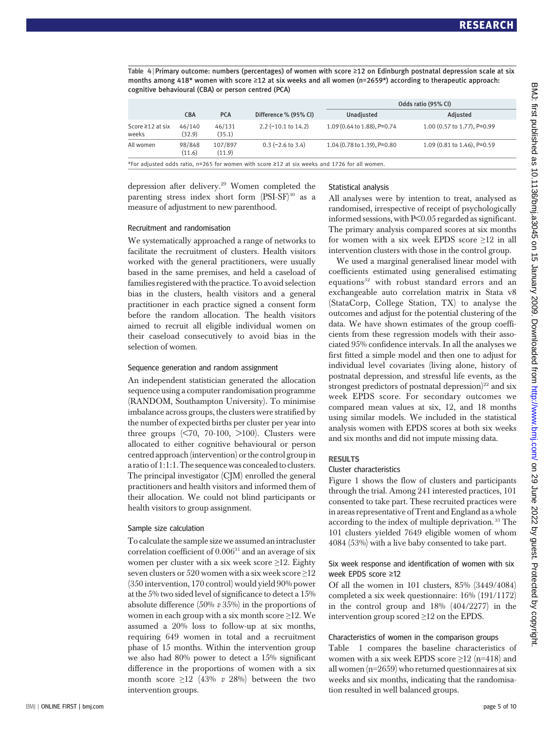**Table 4** | Primary outcome: numbers (percentages) of women with score ≥12 on Edinburgh postnatal depression scale at six months among 418* women with score ≥12 at six weeks and all women (n=2659*) according to therapeutic approach: cognitive behavioural (CBA) or person centred (PCA)

| | CBA | PCA | Difference % (95% CI) | Odds ratio (95% CI) | |
|---|---|---|---|---|---|
| | | | | Unadjusted | Adjusted |
| Score ≥12 at six weeks | 46/140 (32.9) | 46/131 (35.1) | 2.2 (−10.1 to 14.2) | 1.09 (0.64 to 1.88), P=0.74 | 1.00 (0.57 to 1.77), P=0.99 |
| All women | 98/848 (11.6) | 107/897 (11.9) | 0.3 (−2.6 to 3.4) | 1.04 (0.78 to 1.39), P=0.80 | 1.09 (0.81 to 1.46), P=0.59 |

*For adjusted odds ratio, n=265 for women with score ≥12 at six weeks and 1726 for all women.

depression after delivery.[29] Women completed the parenting stress index short form (PSI-SF)[30] as a measure of adjustment to new parenthood.

### Recruitment and randomisation

We systematically approached a range of networks to facilitate the recruitment of clusters. Health visitors worked with the general practitioners, were usually based in the same premises, and held a caseload of families registered with the practice. To avoid selection bias in the clusters, health visitors and a general practitioner in each practice signed a consent form before the random allocation. The health visitors aimed to recruit all eligible individual women on their caseload consecutively to avoid bias in the selection of women.

### Sequence generation and random assignment

An independent statistician generated the allocation sequence using a computer randomisation programme (RANDOM, Southampton University). To minimise imbalance across groups, the clusters were stratified by the number of expected births per cluster per year into three groups (<70, 70-100, >100). Clusters were allocated to either cognitive behavioural or person centred approach (intervention) or the control group in a ratio of 1:1:1. The sequence was concealed to clusters. The principal investigator (CJM) enrolled the general practitioners and health visitors and informed them of their allocation. We could not blind participants or health visitors to group assignment.

### Sample size calculation

To calculate the sample size we assumed an intracluster correlation coefficient of 0.006[31] and an average of six women per cluster with a six week score ≥12. Eighty seven clusters or 520 women with a six week score ≥12 (350 intervention, 170 control) would yield 90% power at the 5% two sided level of significance to detect a 15% absolute difference (50% *v* 35%) in the proportions of women in each group with a six month score ≥12. We assumed a 20% loss to follow-up at six months, requiring 649 women in total and a recruitment phase of 15 months. Within the intervention group we also had 80% power to detect a 15% significant difference in the proportions of women with a six month score ≥12 (43% *v* 28%) between the two intervention groups.

### Statistical analysis

All analyses were by intention to treat, analysed as randomised, irrespective of receipt of psychologically informed sessions, with $P<0.05$ regarded as significant. The primary analysis compared scores at six months for women with a six week EPDS score ≥12 in all intervention clusters with those in the control group.

We used a marginal generalised linear model with coefficients estimated using generalised estimating equations[32] with robust standard errors and an exchangeable auto correlation matrix in Stata v8 (StataCorp, College Station, TX) to analyse the outcomes and adjust for the potential clustering of the data. We have shown estimates of the group coefficients from these regression models with their associated 95% confidence intervals. In all the analyses we first fitted a simple model and then one to adjust for individual level covariates (living alone, history of postnatal depression, and stressful life events, as the strongest predictors of postnatal depression)[22] and six week EPDS score. For secondary outcomes we compared mean values at six, 12, and 18 months using similar models. We included in the statistical analysis women with EPDS scores at both six weeks and six months and did not impute missing data.

## RESULTS

### Cluster characteristics

Figure 1 shows the flow of clusters and participants through the trial. Among 241 interested practices, 101 consented to take part. These recruited practices were in areas representative of Trent and England as a whole according to the index of multiple deprivation.[33] The 101 clusters yielded 7649 eligible women of whom 4084 (53%) with a live baby consented to take part.

### Six week response and identification of women with six week EPDS score ≥12

Of all the women in 101 clusters, 85% (3449/4084) completed a six week questionnaire: 16% (191/1172) in the control group and 18% (404/2277) in the intervention group scored ≥12 on the EPDS.

### Characteristics of women in the comparison groups

Table 1 compares the baseline characteristics of women with a six week EPDS score ≥12 (n=418) and all women (n=2659) who returned questionnaires at six weeks and six months, indicating that the randomisation resulted in well balanced groups.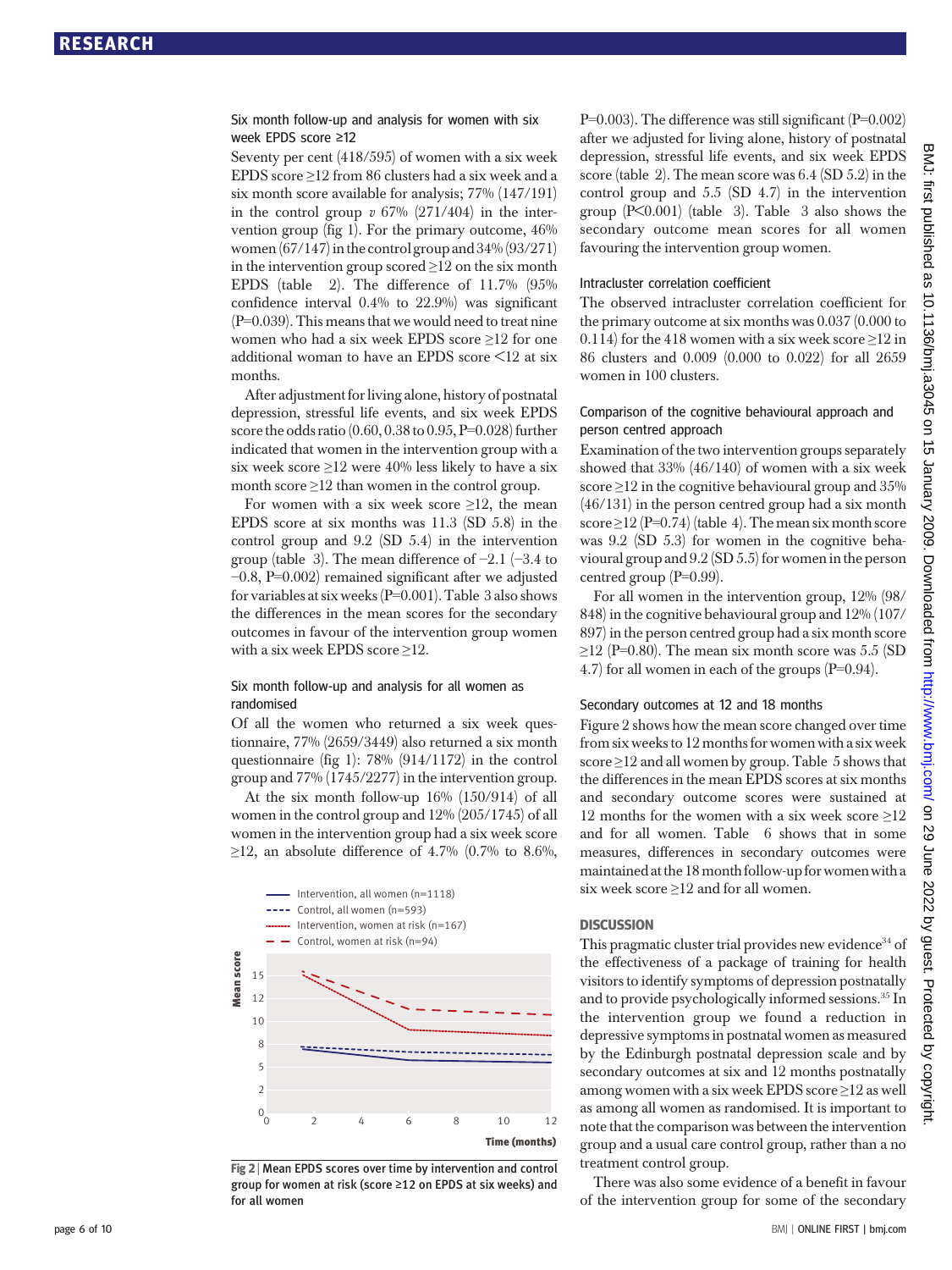### Six month follow-up and analysis for women with six week EPDS score ≥12

Seventy per cent (418/595) of women with a six week EPDS score ≥12 from 86 clusters had a six week and a six month score available for analysis; 77% (147/191) in the control group *v* 67% (271/404) in the intervention group (fig 1). For the primary outcome, 46% women (67/147) in the control group and 34% (93/271) in the intervention group scored ≥12 on the six month EPDS (table 2). The difference of 11.7% (95% confidence interval 0.4% to 22.9%) was significant (P=0.039). This means that we would need to treat nine women who had a six week EPDS score ≥12 for one additional woman to have an EPDS score <12 at six months.

After adjustment for living alone, history of postnatal depression, stressful life events, and six week EPDS score the odds ratio (0.60, 0.38 to 0.95, P=0.028) further indicated that women in the intervention group with a six week score ≥12 were 40% less likely to have a six month score ≥12 than women in the control group.

For women with a six week score ≥12, the mean EPDS score at six months was 11.3 (SD 5.8) in the control group and 9.2 (SD 5.4) in the intervention group (table 3). The mean difference of −2.1 (−3.4 to −0.8, P=0.002) remained significant after we adjusted for variables at six weeks (P=0.001). Table 3 also shows the differences in the mean scores for the secondary outcomes in favour of the intervention group women with a six week EPDS score ≥12.

### Six month follow-up and analysis for all women as randomised

Of all the women who returned a six week questionnaire, 77% (2659/3449) also returned a six month questionnaire (fig 1): 78% (914/1172) in the control group and 77% (1745/2277) in the intervention group.

At the six month follow-up 16% (150/914) of all women in the control group and 12% (205/1745) of all women in the intervention group had a six week score ≥12, an absolute difference of 4.7% (0.7% to 8.6%, P=0.003). The difference was still significant (P=0.002) after we adjusted for living alone, history of postnatal depression, stressful life events, and six week EPDS score (table 2). The mean score was 6.4 (SD 5.2) in the control group and 5.5 (SD 4.7) in the intervention group (P<0.001) (table 3). Table 3 also shows the secondary outcome mean scores for all women favouring the intervention group women.

Fig 2 | Mean EPDS scores over time by intervention and control group for women at risk (score ≥12 on EPDS at six weeks) and for all women

### Intracluster correlation coefficient

The observed intracluster correlation coefficient for the primary outcome at six months was 0.037 (0.000 to 0.114) for the 418 women with a six week score ≥12 in 86 clusters and 0.009 (0.000 to 0.022) for all 2659 women in 100 clusters.

### Comparison of the cognitive behavioural approach and person centred approach

Examination of the two intervention groups separately showed that 33% (46/140) of women with a six week score ≥12 in the cognitive behavioural group and 35% (46/131) in the person centred group had a six month score ≥12 (P=0.74) (table 4). The mean six month score was 9.2 (SD 5.3) for women in the cognitive behavioural group and 9.2 (SD 5.5) for women in the person centred group (P=0.99).

For all women in the intervention group, 12% (98/848) in the cognitive behavioural group and 12% (107/897) in the person centred group had a six month score ≥12 (P=0.80). The mean six month score was 5.5 (SD 4.7) for all women in each of the groups (P=0.94).

### Secondary outcomes at 12 and 18 months

Figure 2 shows how the mean score changed over time from six weeks to 12 months for women with a six week score ≥12 and all women by group. Table 5 shows that the differences in the mean EPDS scores at six months and secondary outcome scores were sustained at 12 months for the women with a six week score ≥12 and for all women. Table 6 shows that in some measures, differences in secondary outcomes were maintained at the 18 month follow-up for women with a six week score ≥12 and for all women.

## DISCUSSION

This pragmatic cluster trial provides new evidence[34] of the effectiveness of a package of training for health visitors to identify symptoms of depression postnatally and to provide psychologically informed sessions.[35] In the intervention group we found a reduction in depressive symptoms in postnatal women as measured by the Edinburgh postnatal depression scale and by secondary outcomes at six and 12 months postnatally among women with a six week EPDS score ≥12 as well as among all women as randomised. It is important to note that the comparison was between the intervention group and a usual care control group, rather than a no treatment control group.

There was also some evidence of a benefit in favour of the intervention group for some of the secondary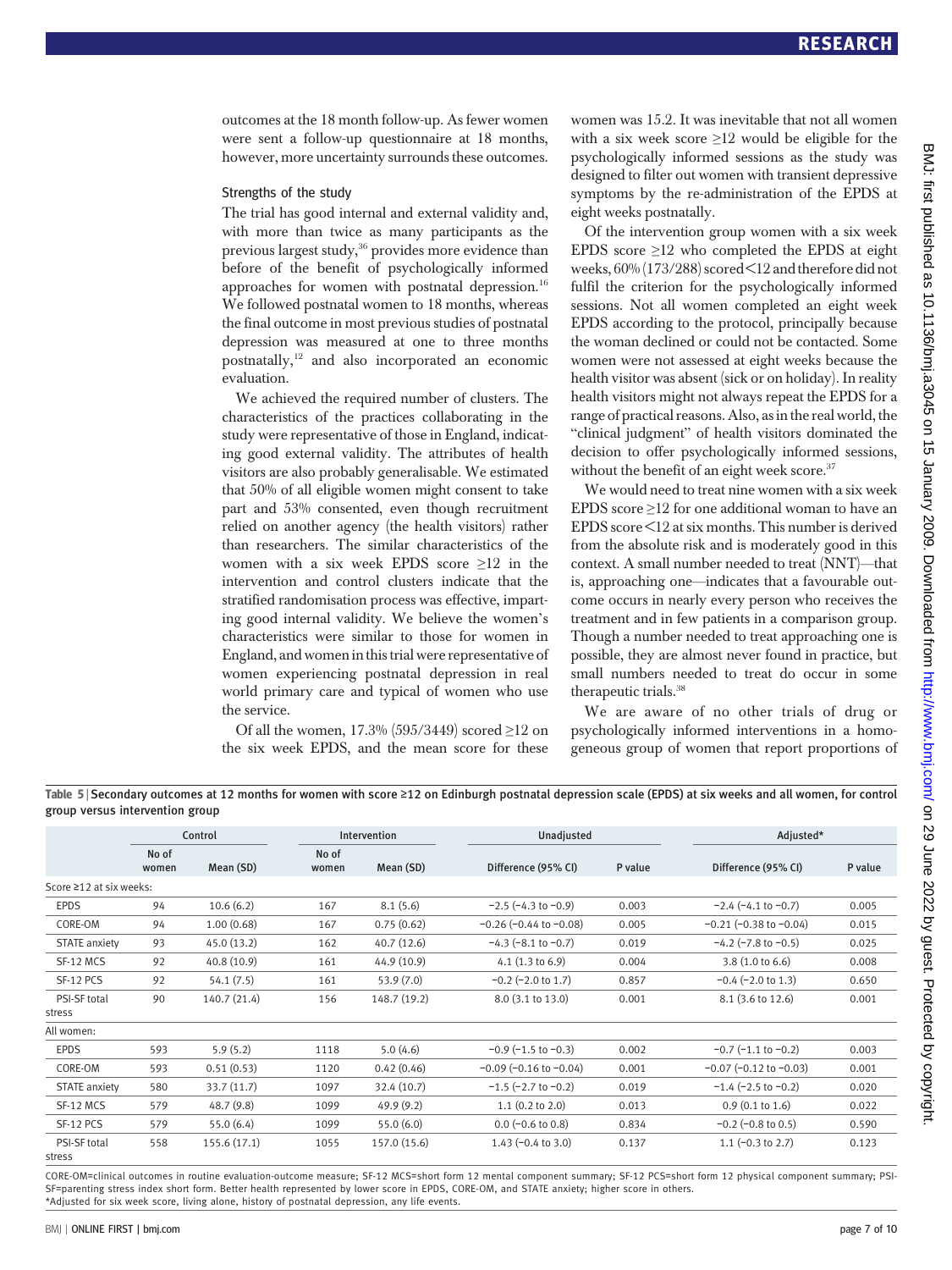outcomes at the 18 month follow-up. As fewer women were sent a follow-up questionnaire at 18 months, however, more uncertainty surrounds these outcomes.

### Strengths of the study

The trial has good internal and external validity and, with more than twice as many participants as the previous largest study,[36] provides more evidence than before of the benefit of psychologically informed approaches for women with postnatal depression.[16] We followed postnatal women to 18 months, whereas the final outcome in most previous studies of postnatal depression was measured at one to three months postnatally,[12] and also incorporated an economic evaluation.

We achieved the required number of clusters. The characteristics of the practices collaborating in the study were representative of those in England, indicating good external validity. The attributes of health visitors are also probably generalisable. We estimated that 50% of all eligible women might consent to take part and 53% consented, even though recruitment relied on another agency (the health visitors) rather than researchers. The similar characteristics of the women with a six week EPDS score ≥12 in the intervention and control clusters indicate that the stratified randomisation process was effective, imparting good internal validity. We believe the women's characteristics were similar to those for women in England, and women in this trial were representative of women experiencing postnatal depression in real world primary care and typical of women who use the service.

Of all the women, 17.3% (595/3449) scored ≥12 on the six week EPDS, and the mean score for these women was 15.2. It was inevitable that not all women with a six week score ≥12 would be eligible for the psychologically informed sessions as the study was designed to filter out women with transient depressive symptoms by the re-administration of the EPDS at eight weeks postnatally.

Of the intervention group women with a six week EPDS score ≥12 who completed the EPDS at eight weeks, 60% (173/288) scored <12 and therefore did not fulfil the criterion for the psychologically informed sessions. Not all women completed an eight week EPDS according to the protocol, principally because the woman declined or could not be contacted. Some women were not assessed at eight weeks because the health visitor was absent (sick or on holiday). In reality health visitors might not always repeat the EPDS for a range of practical reasons. Also, as in the real world, the "clinical judgment" of health visitors dominated the decision to offer psychologically informed sessions, without the benefit of an eight week score.[37]

We would need to treat nine women with a six week EPDS score ≥12 for one additional woman to have an EPDS score <12 at six months. This number is derived from the absolute risk and is moderately good in this context. A small number needed to treat (NNT)—that is, approaching one—indicates that a favourable outcome occurs in nearly every person who receives the treatment and in few patients in a comparison group. Though a number needed to treat approaching one is possible, they are almost never found in practice, but small numbers needed to treat do occur in some therapeutic trials.[38]

We are aware of no other trials of drug or psychologically informed interventions in a homogeneous group of women that report proportions of

**Table 5 | Secondary outcomes at 12 months for women with score ≥12 on Edinburgh postnatal depression scale (EPDS) at six weeks and all women, for control group versus intervention group**

| | Control | | Intervention | | Unadjusted | | Adjusted* | |
|---|---|---|---|---|---|---|---|---|
| | No of women | Mean (SD) | No of women | Mean (SD) | Difference (95% CI) | P value | Difference (95% CI) | P value |
| **Score ≥12 at six weeks:** | | | | | | | | |
| EPDS | 94 | 10.6 (6.2) | 167 | 8.1 (5.6) | −2.5 (−4.3 to −0.9) | 0.003 | −2.4 (−4.1 to −0.7) | 0.005 |
| CORE-OM | 94 | 1.00 (0.68) | 167 | 0.75 (0.62) | −0.26 (−0.44 to −0.08) | 0.005 | −0.21 (−0.38 to −0.04) | 0.015 |
| STATE anxiety | 93 | 45.0 (13.2) | 162 | 40.7 (12.6) | −4.3 (−8.1 to −0.7) | 0.019 | −4.2 (−7.8 to −0.5) | 0.025 |
| SF-12 MCS | 92 | 40.8 (10.9) | 161 | 44.9 (10.9) | 4.1 (1.3 to 6.9) | 0.004 | 3.8 (1.0 to 6.6) | 0.008 |
| SF-12 PCS | 92 | 54.1 (7.5) | 161 | 53.9 (7.0) | −0.2 (−2.0 to 1.7) | 0.857 | −0.4 (−2.0 to 1.3) | 0.650 |
| PSI-SF total stress | 90 | 140.7 (21.4) | 156 | 148.7 (19.2) | 8.0 (3.1 to 13.0) | 0.001 | 8.1 (3.6 to 12.6) | 0.001 |
| **All women:** | | | | | | | | |
| EPDS | 593 | 5.9 (5.2) | 1118 | 5.0 (4.6) | −0.9 (−1.5 to −0.3) | 0.002 | −0.7 (−1.1 to −0.2) | 0.003 |
| CORE-OM | 593 | 0.51 (0.53) | 1120 | 0.42 (0.46) | −0.09 (−0.16 to −0.04) | 0.001 | −0.07 (−0.12 to −0.03) | 0.001 |
| STATE anxiety | 580 | 33.7 (11.7) | 1097 | 32.4 (10.7) | −1.5 (−2.7 to −0.2) | 0.019 | −1.4 (−2.5 to −0.2) | 0.020 |
| SF-12 MCS | 579 | 48.7 (9.8) | 1099 | 49.9 (9.2) | 1.1 (0.2 to 2.0) | 0.013 | 0.9 (0.1 to 1.6) | 0.022 |
| SF-12 PCS | 579 | 55.0 (6.4) | 1099 | 55.0 (6.0) | 0.0 (−0.6 to 0.8) | 0.834 | −0.2 (−0.8 to 0.5) | 0.590 |
| PSI-SF total stress | 558 | 155.6 (17.1) | 1055 | 157.0 (15.6) | 1.43 (−0.4 to 3.0) | 0.137 | 1.1 (−0.3 to 2.7) | 0.123 |

CORE-OM=clinical outcomes in routine evaluation-outcome measure; SF-12 MCS=short form 12 mental component summary; SF-12 PCS=short form 12 physical component summary; PSI-SF=parenting stress index short form. Better health represented by lower score in EPDS, CORE-OM, and STATE anxiety; higher score in others.
*Adjusted for six week score, living alone, history of postnatal depression, any life events.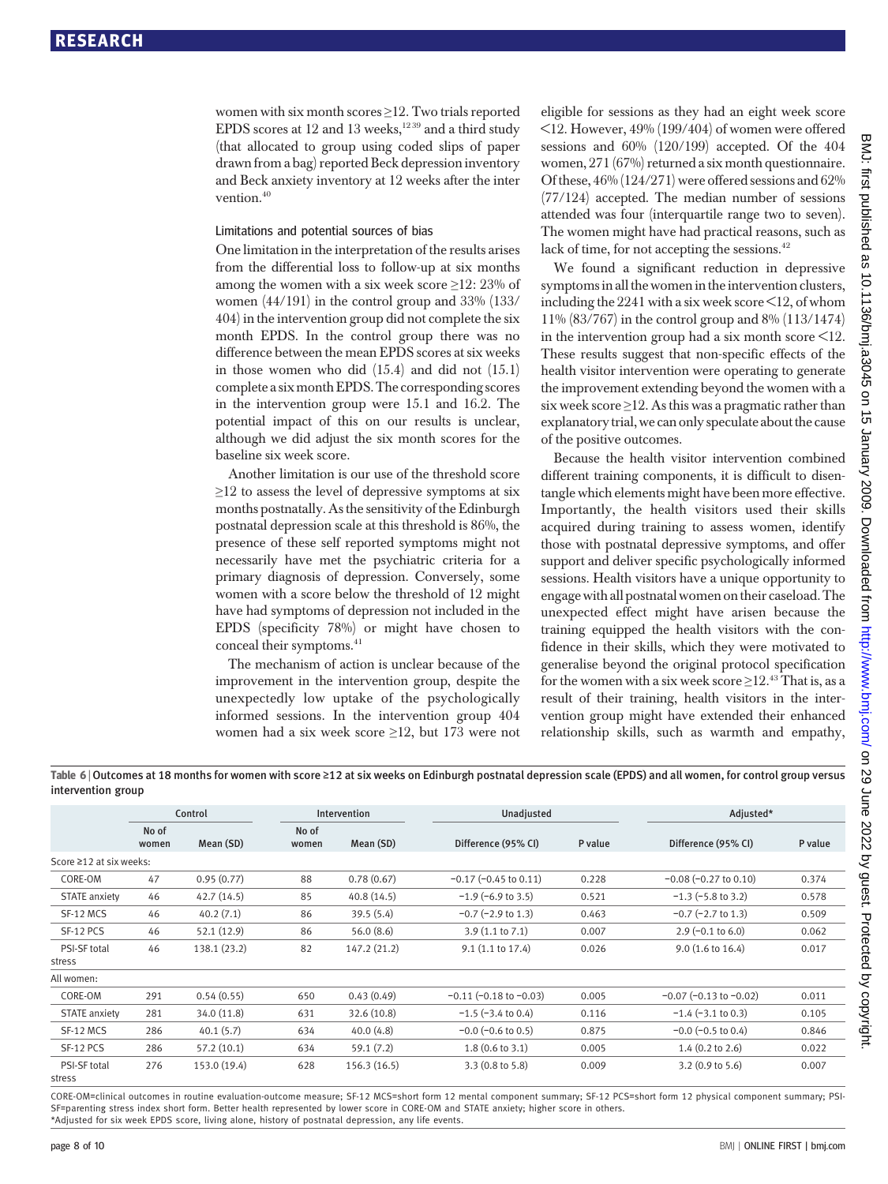women with six month scores ≥12. Two trials reported EPDS scores at 12 and 13 weeks,[12 39] and a third study (that allocated to group using coded slips of paper drawn from a bag) reported Beck depression inventory and Beck anxiety inventory at 12 weeks after the intervention.[40]

### Limitations and potential sources of bias

One limitation in the interpretation of the results arises from the differential loss to follow-up at six months among the women with a six week score ≥12: 23% of women (44/191) in the control group and 33% (133/404) in the intervention group did not complete the six month EPDS. In the control group there was no difference between the mean EPDS scores at six weeks in those women who did (15.4) and did not (15.1) complete a six month EPDS. The corresponding scores in the intervention group were 15.1 and 16.2. The potential impact of this on our results is unclear, although we did adjust the six month scores for the baseline six week score.

Another limitation is our use of the threshold score ≥12 to assess the level of depressive symptoms at six months postnatally. As the sensitivity of the Edinburgh postnatal depression scale at this threshold is 86%, the presence of these self reported symptoms might not necessarily have met the psychiatric criteria for a primary diagnosis of depression. Conversely, some women with a score below the threshold of 12 might have had symptoms of depression not included in the EPDS (specificity 78%) or might have chosen to conceal their symptoms.[41]

The mechanism of action is unclear because of the improvement in the intervention group, despite the unexpectedly low uptake of the psychologically informed sessions. In the intervention group 404 women had a six week score ≥12, but 173 were not eligible for sessions as they had an eight week score <12. However, 49% (199/404) of women were offered sessions and 60% (120/199) accepted. Of the 404 women, 271 (67%) returned a six month questionnaire. Of these, 46% (124/271) were offered sessions and 62% (77/124) accepted. The median number of sessions attended was four (interquartile range two to seven). The women might have had practical reasons, such as lack of time, for not accepting the sessions.[42]

We found a significant reduction in depressive symptoms in all the women in the intervention clusters, including the 2241 with a six week score <12, of whom 11% (83/767) in the control group and 8% (113/1474) in the intervention group had a six month score <12. These results suggest that non-specific effects of the health visitor intervention were operating to generate the improvement extending beyond the women with a six week score ≥12. As this was a pragmatic rather than explanatory trial, we can only speculate about the cause of the positive outcomes.

Because the health visitor intervention combined different training components, it is difficult to disentangle which elements might have been more effective. Importantly, the health visitors used their skills acquired during training to assess women, identify those with postnatal depressive symptoms, and offer support and deliver specific psychologically informed sessions. Health visitors have a unique opportunity to engage with all postnatal women on their caseload. The unexpected effect might have arisen because the training equipped the health visitors with the confidence in their skills, which they were motivated to generalise beyond the original protocol specification for the women with a six week score ≥12.[43] That is, as a result of their training, health visitors in the intervention group might have extended their enhanced relationship skills, such as warmth and empathy,

**Table 6** | Outcomes at 18 months for women with score ≥12 at six weeks on Edinburgh postnatal depression scale (EPDS) and all women, for control group versus intervention group

| | Control | | Intervention | | Unadjusted | | Adjusted* | |
|---|---|---|---|---|---|---|---|---|
| | No of women | Mean (SD) | No of women | Mean (SD) | Difference (95% CI) | P value | Difference (95% CI) | P value |
| **Score ≥12 at six weeks:** | | | | | | | | |
| CORE-OM | 47 | 0.95 (0.77) | 88 | 0.78 (0.67) | −0.17 (−0.45 to 0.11) | 0.228 | −0.08 (−0.27 to 0.10) | 0.374 |
| STATE anxiety | 46 | 42.7 (14.5) | 85 | 40.8 (14.5) | −1.9 (−6.9 to 3.5) | 0.521 | −1.3 (−5.8 to 3.2) | 0.578 |
| SF-12 MCS | 46 | 40.2 (7.1) | 86 | 39.5 (5.4) | −0.7 (−2.9 to 1.3) | 0.463 | −0.7 (−2.7 to 1.3) | 0.509 |
| SF-12 PCS | 46 | 52.1 (12.9) | 86 | 56.0 (8.6) | 3.9 (1.1 to 7.1) | 0.007 | 2.9 (−0.1 to 6.0) | 0.062 |
| PSI-SF total stress | 46 | 138.1 (23.2) | 82 | 147.2 (21.2) | 9.1 (1.1 to 17.4) | 0.026 | 9.0 (1.6 to 16.4) | 0.017 |
| **All women:** | | | | | | | | |
| CORE-OM | 291 | 0.54 (0.55) | 650 | 0.43 (0.49) | −0.11 (−0.18 to −0.03) | 0.005 | −0.07 (−0.13 to −0.02) | 0.011 |
| STATE anxiety | 281 | 34.0 (11.8) | 631 | 32.6 (10.8) | −1.5 (−3.4 to 0.4) | 0.116 | −1.4 (−3.1 to 0.3) | 0.105 |
| SF-12 MCS | 286 | 40.1 (5.7) | 634 | 40.0 (4.8) | −0.0 (−0.6 to 0.5) | 0.875 | −0.0 (−0.5 to 0.4) | 0.846 |
| SF-12 PCS | 286 | 57.2 (10.1) | 634 | 59.1 (7.2) | 1.8 (0.6 to 3.1) | 0.005 | 1.4 (0.2 to 2.6) | 0.022 |
| PSI-SF total stress | 276 | 153.0 (19.4) | 628 | 156.3 (16.5) | 3.3 (0.8 to 5.8) | 0.009 | 3.2 (0.9 to 5.6) | 0.007 |

CORE-OM=clinical outcomes in routine evaluation-outcome measure; SF-12 MCS=short form 12 mental component summary; SF-12 PCS=short form 12 physical component summary; PSI-SF=parenting stress index short form. Better health represented by lower score in CORE-OM and STATE anxiety; higher score in others.
*Adjusted for six week EPDS score, living alone, history of postnatal depression, any life events.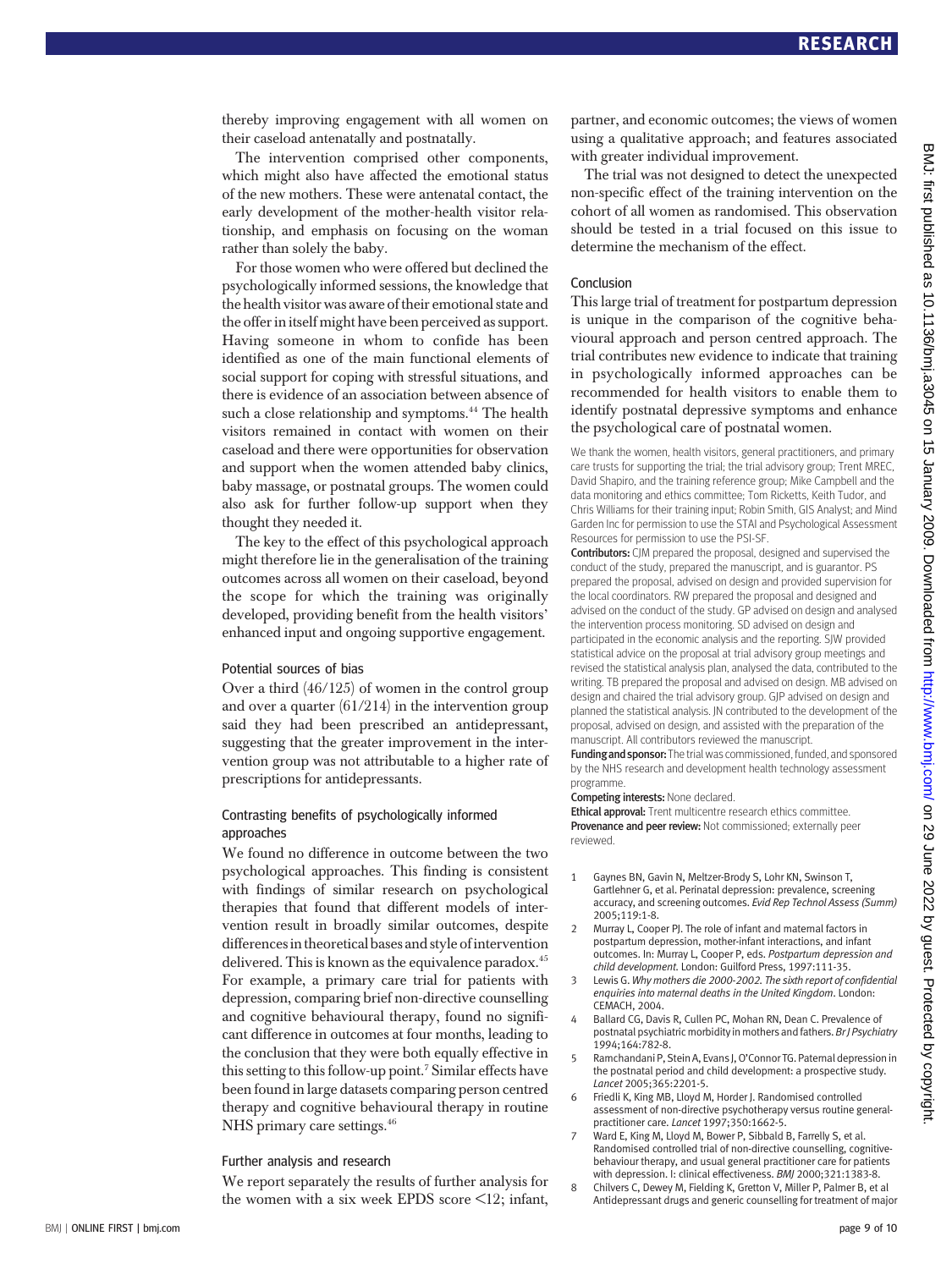thereby improving engagement with all women on their caseload antenatally and postnatally.

The intervention comprised other components, which might also have affected the emotional status of the new mothers. These were antenatal contact, the early development of the mother-health visitor relationship, and emphasis on focusing on the woman rather than solely the baby.

For those women who were offered but declined the psychologically informed sessions, the knowledge that the health visitor was aware of their emotional state and the offer in itself might have been perceived as support. Having someone in whom to confide has been identified as one of the main functional elements of social support for coping with stressful situations, and there is evidence of an association between absence of such a close relationship and symptoms.[44] The health visitors remained in contact with women on their caseload and there were opportunities for observation and support when the women attended baby clinics, baby massage, or postnatal groups. The women could also ask for further follow-up support when they thought they needed it.

The key to the effect of this psychological approach might therefore lie in the generalisation of the training outcomes across all women on their caseload, beyond the scope for which the training was originally developed, providing benefit from the health visitors' enhanced input and ongoing supportive engagement.

### Potential sources of bias

Over a third (46/125) of women in the control group and over a quarter (61/214) in the intervention group said they had been prescribed an antidepressant, suggesting that the greater improvement in the intervention group was not attributable to a higher rate of prescriptions for antidepressants.

### Contrasting benefits of psychologically informed approaches

We found no difference in outcome between the two psychological approaches. This finding is consistent with findings of similar research on psychological therapies that found that different models of intervention result in broadly similar outcomes, despite differences in theoretical bases and style of intervention delivered. This is known as the equivalence paradox.[45] For example, a primary care trial for patients with depression, comparing brief non-directive counselling and cognitive behavioural therapy, found no significant difference in outcomes at four months, leading to the conclusion that they were both equally effective in this setting to this follow-up point.[7] Similar effects have been found in large datasets comparing person centred therapy and cognitive behavioural therapy in routine NHS primary care settings.[46]

### Further analysis and research

We report separately the results of further analysis for the women with a six week EPDS score <12; infant, partner, and economic outcomes; the views of women using a qualitative approach; and features associated with greater individual improvement.

The trial was not designed to detect the unexpected non-specific effect of the training intervention on the cohort of all women as randomised. This observation should be tested in a trial focused on this issue to determine the mechanism of the effect.

### Conclusion

This large trial of treatment for postpartum depression is unique in the comparison of the cognitive behavioural approach and person centred approach. The trial contributes new evidence to indicate that training in psychologically informed approaches can be recommended for health visitors to enable them to identify postnatal depressive symptoms and enhance the psychological care of postnatal women.

We thank the women, health visitors, general practitioners, and primary care trusts for supporting the trial; the trial advisory group; Trent MREC, David Shapiro, and the training reference group; Mike Campbell and the data monitoring and ethics committee; Tom Ricketts, Keith Tudor, and Chris Williams for their training input; Robin Smith, GIS Analyst; and Mind Garden Inc for permission to use the STAI and Psychological Assessment Resources for permission to use the PSI-SF.

**Contributors:** CJM prepared the proposal, designed and supervised the conduct of the study, prepared the manuscript, and is guarantor. PS prepared the proposal, advised on design and provided supervision for the local coordinators. RW prepared the proposal and designed and advised on the conduct of the study. GP advised on design and analysed the intervention process monitoring. SD advised on design and participated in the economic analysis and the reporting. SJW provided statistical advice on the proposal at trial advisory group meetings and revised the statistical analysis plan, analysed the data, contributed to the writing. TB prepared the proposal and advised on design. MB advised on design and chaired the trial advisory group. GJP advised on design and planned the statistical analysis. JN contributed to the development of the proposal, advised on design, and assisted with the preparation of the manuscript. All contributors reviewed the manuscript.

**Funding and sponsor:** The trial was commissioned, funded, and sponsored by the NHS research and development health technology assessment programme.

**Competing interests:** None declared.

**Ethical approval:** Trent multicentre research ethics committee.

**Provenance and peer review:** Not commissioned; externally peer reviewed.

1. Gaynes BN, Gavin N, Meltzer-Brody S, Lohr KN, Swinson T, Gartlehner G, et al. Perinatal depression: prevalence, screening accuracy, and screening outcomes. *Evid Rep Technol Assess (Summ)* 2005;119:1-8.
2. Murray L, Cooper PJ. The role of infant and maternal factors in postpartum depression, mother-infant interactions, and infant outcomes. In: Murray L, Cooper P, eds. *Postpartum depression and child development.* London: Guilford Press, 1997:111-35.
3. Lewis G. *Why mothers die 2000-2002. The sixth report of confidential enquiries into maternal deaths in the United Kingdom*. London: CEMACH, 2004.
4. Ballard CG, Davis R, Cullen PC, Mohan RN, Dean C. Prevalence of postnatal psychiatric morbidity in mothers and fathers. *Br J Psychiatry* 1994;164:782-8.
5. Ramchandani P, Stein A, Evans J, O'Connor TG. Paternal depression in the postnatal period and child development: a prospective study. *Lancet* 2005;365:2201-5.
6. Friedli K, King MB, Lloyd M, Horder J. Randomised controlled assessment of non-directive psychotherapy versus routine general-practitioner care. *Lancet* 1997;350:1662-5.
7. Ward E, King M, Lloyd M, Bower P, Sibbald B, Farrelly S, et al. Randomised controlled trial of non-directive counselling, cognitive-behaviour therapy, and usual general practitioner care for patients with depression. I: clinical effectiveness. *BMJ* 2000;321:1383-8.
8. Chilvers C, Dewey M, Fielding K, Gretton V, Miller P, Palmer B, et al Antidepressant drugs and generic counselling for treatment of major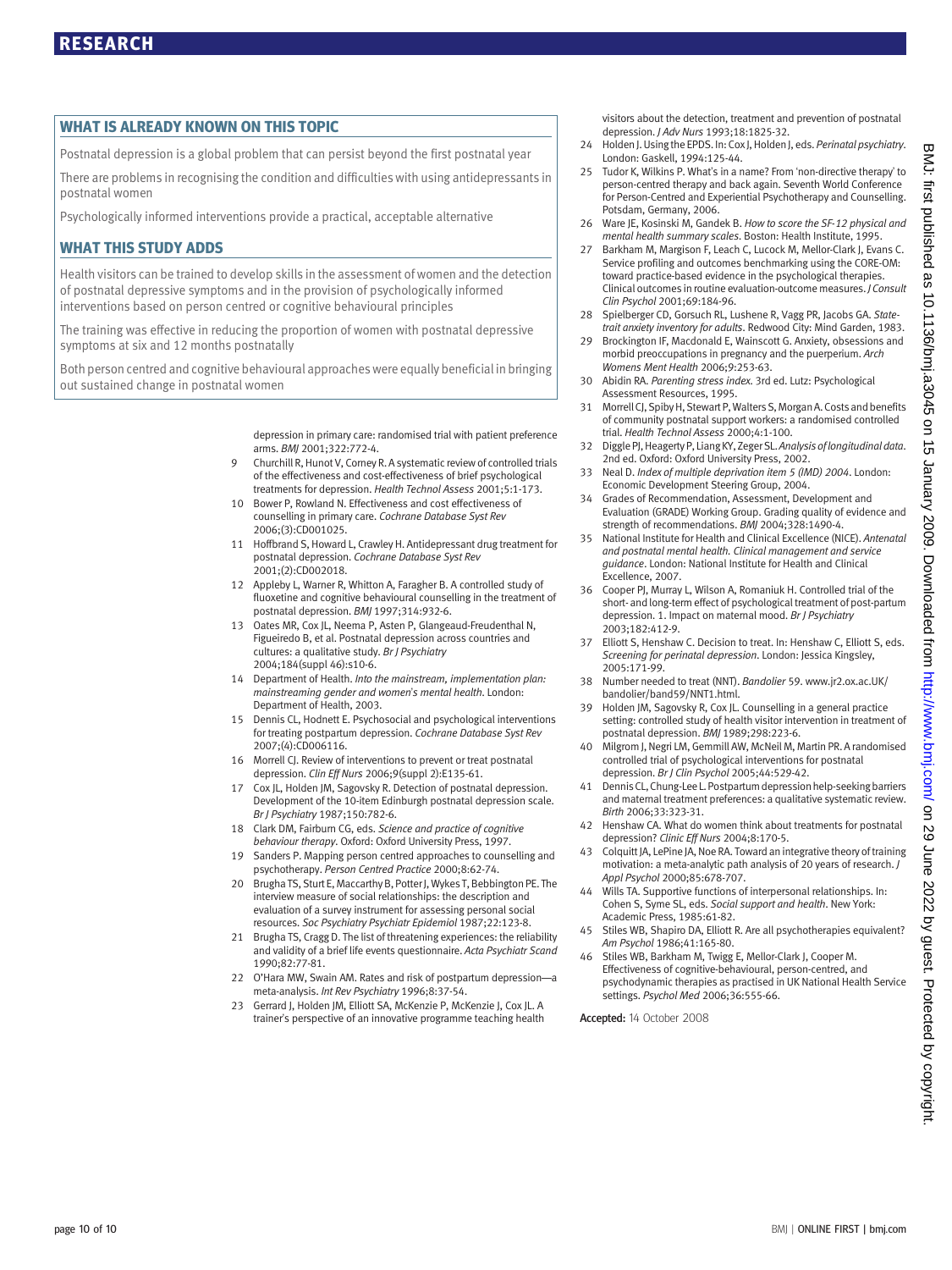## WHAT IS ALREADY KNOWN ON THIS TOPIC

Postnatal depression is a global problem that can persist beyond the first postnatal year

There are problems in recognising the condition and difficulties with using antidepressants in postnatal women

Psychologically informed interventions provide a practical, acceptable alternative

## WHAT THIS STUDY ADDS

Health visitors can be trained to develop skills in the assessment of women and the detection of postnatal depressive symptoms and in the provision of psychologically informed interventions based on person centred or cognitive behavioural principles

The training was effective in reducing the proportion of women with postnatal depressive symptoms at six and 12 months postnatally

Both person centred and cognitive behavioural approaches were equally beneficial in bringing out sustained change in postnatal women

depression in primary care: randomised trial with patient preference arms. *BMJ* 2001;322:772-4.

9 Churchill R, Hunot V, Corney R. A systematic review of controlled trials of the effectiveness and cost-effectiveness of brief psychological treatments for depression. *Health Technol Assess* 2001;5:1-173.

10 Bower P, Rowland N. Effectiveness and cost effectiveness of counselling in primary care. *Cochrane Database Syst Rev* 2006;(3):CD001025.

11 Hoffbrand S, Howard L, Crawley H. Antidepressant drug treatment for postnatal depression. *Cochrane Database Syst Rev* 2001;(2):CD002018.

12 Appleby L, Warner R, Whitton A, Faragher B. A controlled study of fluoxetine and cognitive behavioural counselling in the treatment of postnatal depression. *BMJ* 1997;314:932-6.

13 Oates MR, Cox JL, Neema P, Asten P, Glangeaud-Freudenthal N, Figueiredo B, et al. Postnatal depression across countries and cultures: a qualitative study. *Br J Psychiatry* 2004;184(suppl 46):s10-6.

14 Department of Health. *Into the mainstream, implementation plan: mainstreaming gender and women's mental health*. London: Department of Health, 2003.

15 Dennis CL, Hodnett E. Psychosocial and psychological interventions for treating postpartum depression. *Cochrane Database Syst Rev* 2007;(4):CD006116.

16 Morrell CJ. Review of interventions to prevent or treat postnatal depression. *Clin Eff Nurs* 2006;9(suppl 2):E135-61.

17 Cox JL, Holden JM, Sagovsky R. Detection of postnatal depression. Development of the 10-item Edinburgh postnatal depression scale. *Br J Psychiatry* 1987;150:782-6.

18 Clark DM, Fairburn CG, eds. *Science and practice of cognitive behaviour therapy*. Oxford: Oxford University Press, 1997.

19 Sanders P. Mapping person centred approaches to counselling and psychotherapy. *Person Centred Practice* 2000;8:62-74.

20 Brugha TS, Sturt E, Maccarthy B, Potter J, Wykes T, Bebbington PE. The interview measure of social relationships: the description and evaluation of a survey instrument for assessing personal social resources. *Soc Psychiatry Psychiatr Epidemiol* 1987;22:123-8.

21 Brugha TS, Cragg D. The list of threatening experiences: the reliability and validity of a brief life events questionnaire. *Acta Psychiatr Scand* 1990;82:77-81.

22 O'Hara MW, Swain AM. Rates and risk of postpartum depression—a meta-analysis. *Int Rev Psychiatry* 1996;8:37-54.

23 Gerrard J, Holden JM, Elliott SA, McKenzie P, McKenzie J, Cox JL. A trainer's perspective of an innovative programme teaching health visitors about the detection, treatment and prevention of postnatal depression. *J Adv Nurs* 1993;18:1825-32.

24 Holden J. Using the EPDS. In: Cox J, Holden J, eds. *Perinatal psychiatry*. London: Gaskell, 1994:125-44.

25 Tudor K, Wilkins P. What's in a name? From 'non-directive therapy' to person-centred therapy and back again. Seventh World Conference for Person-Centred and Experiential Psychotherapy and Counselling. Potsdam, Germany, 2006.

26 Ware JE, Kosinski M, Gandek B. *How to score the SF-12 physical and mental health summary scales*. Boston: Health Institute, 1995.

27 Barkham M, Margison F, Leach C, Lucock M, Mellor-Clark J, Evans C. Service profiling and outcomes benchmarking using the CORE-OM: toward practice-based evidence in the psychological therapies. Clinical outcomes in routine evaluation-outcome measures. *J Consult Clin Psychol* 2001;69:184-96.

28 Spielberger CD, Gorsuch RL, Lushene R, Vagg PR, Jacobs GA. *State-trait anxiety inventory for adults*. Redwood City: Mind Garden, 1983.

29 Brockington IF, Macdonald E, Wainscott G. Anxiety, obsessions and morbid preoccupations in pregnancy and the puerperium. *Arch Womens Ment Health* 2006;9:253-63.

30 Abidin RA. *Parenting stress index*. 3rd ed. Lutz: Psychological Assessment Resources, 1995.

31 Morrell CJ, Spiby H, Stewart P, Walters S, Morgan A. Costs and benefits of community postnatal support workers: a randomised controlled trial. *Health Technol Assess* 2000;4:1-100.

32 Diggle PJ, Heagerty P, Liang KY, Zeger SL. *Analysis of longitudinal data*. 2nd ed. Oxford: Oxford University Press, 2002.

33 Neal D. *Index of multiple deprivation item 5 (IMD) 2004*. London: Economic Development Steering Group, 2004.

34 Grades of Recommendation, Assessment, Development and Evaluation (GRADE) Working Group. Grading quality of evidence and strength of recommendations. *BMJ* 2004;328:1490-4.

35 National Institute for Health and Clinical Excellence (NICE). *Antenatal and postnatal mental health. Clinical management and service guidance*. London: National Institute for Health and Clinical Excellence, 2007.

36 Cooper PJ, Murray L, Wilson A, Romaniuk H. Controlled trial of the short- and long-term effect of psychological treatment of post-partum depression. 1. Impact on maternal mood. *Br J Psychiatry* 2003;182:412-9.

37 Elliott S, Henshaw C. Decision to treat. In: Henshaw C, Elliott S, eds. *Screening for perinatal depression*. London: Jessica Kingsley, 2005:171-99.

38 Number needed to treat (NNT). *Bandolier* 59. www.jr2.ox.ac.UK/bandolier/band59/NNT1.html.

39 Holden JM, Sagovsky R, Cox JL. Counselling in a general practice setting: controlled study of health visitor intervention in treatment of postnatal depression. *BMJ* 1989;298:223-6.

40 Milgrom J, Negri LM, Gemmill AW, McNeil M, Martin PR. A randomised controlled trial of psychological interventions for postnatal depression. *Br J Clin Psychol* 2005;44:529-42.

41 Dennis CL, Chung-Lee L. Postpartum depression help-seeking barriers and maternal treatment preferences: a qualitative systematic review. *Birth* 2006;33:323-31.

42 Henshaw CA. What do women think about treatments for postnatal depression? *Clinic Eff Nurs* 2004;8:170-5.

43 Colquitt JA, LePine JA, Noe RA. Toward an integrative theory of training motivation: a meta-analytic path analysis of 20 years of research. *J Appl Psychol* 2000;85:678-707.

44 Wills TA. Supportive functions of interpersonal relationships. In: Cohen S, Syme SL, eds. *Social support and health*. New York: Academic Press, 1985:61-82.

45 Stiles WB, Shapiro DA, Elliott R. Are all psychotherapies equivalent? *Am Psychol* 1986;41:165-80.

46 Stiles WB, Barkham M, Twigg E, Mellor-Clark J, Cooper M. Effectiveness of cognitive-behavioural, person-centred, and psychodynamic therapies as practised in UK National Health Service settings. *Psychol Med* 2006;36:555-66.

**Accepted:** 14 October 2008